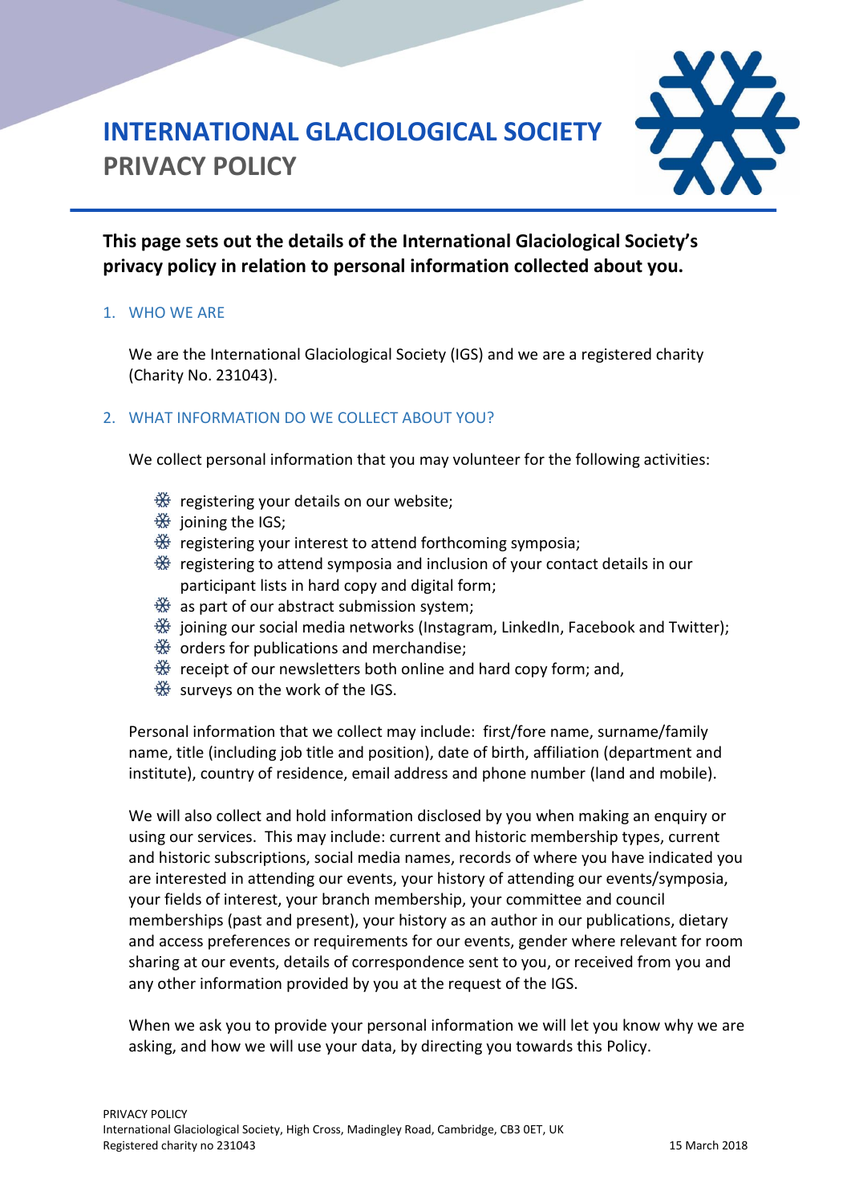# INTERNATIONAL GLACIOLOGICAL SOCIETY
# PRIVACY POLICY

**This page sets out the details of the International Glaciological Society's privacy policy in relation to personal information collected about you.**

## 1. WHO WE ARE

We are the International Glaciological Society (IGS) and we are a registered charity (Charity No. 231043).

## 2. WHAT INFORMATION DO WE COLLECT ABOUT YOU?

We collect personal information that you may volunteer for the following activities:

- registering your details on our website;
- joining the IGS;
- registering your interest to attend forthcoming symposia;
- registering to attend symposia and inclusion of your contact details in our participant lists in hard copy and digital form;
- as part of our abstract submission system;
- joining our social media networks (Instagram, LinkedIn, Facebook and Twitter);
- orders for publications and merchandise;
- receipt of our newsletters both online and hard copy form; and,
- surveys on the work of the IGS.

Personal information that we collect may include: first/fore name, surname/family name, title (including job title and position), date of birth, affiliation (department and institute), country of residence, email address and phone number (land and mobile).

We will also collect and hold information disclosed by you when making an enquiry or using our services. This may include: current and historic membership types, current and historic subscriptions, social media names, records of where you have indicated you are interested in attending our events, your history of attending our events/symposia, your fields of interest, your branch membership, your committee and council memberships (past and present), your history as an author in our publications, dietary and access preferences or requirements for our events, gender where relevant for room sharing at our events, details of correspondence sent to you, or received from you and any other information provided by you at the request of the IGS.

When we ask you to provide your personal information we will let you know why we are asking, and how we will use your data, by directing you towards this Policy.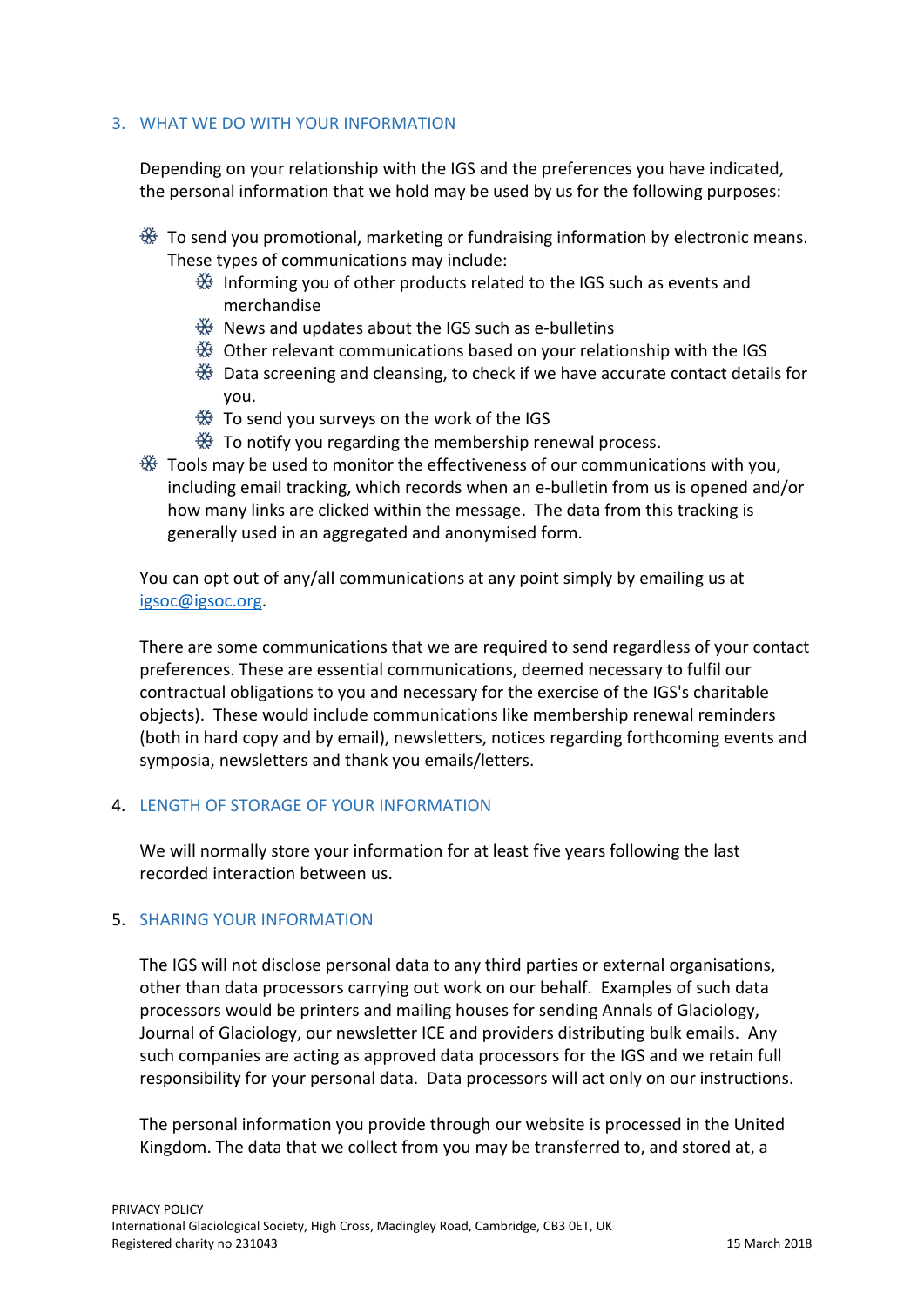## 3. WHAT WE DO WITH YOUR INFORMATION

Depending on your relationship with the IGS and the preferences you have indicated, the personal information that we hold may be used by us for the following purposes:

- To send you promotional, marketing or fundraising information by electronic means. These types of communications may include:
  - Informing you of other products related to the IGS such as events and merchandise
  - News and updates about the IGS such as e-bulletins
  - Other relevant communications based on your relationship with the IGS
  - Data screening and cleansing, to check if we have accurate contact details for you.
  - To send you surveys on the work of the IGS
  - To notify you regarding the membership renewal process.
- Tools may be used to monitor the effectiveness of our communications with you, including email tracking, which records when an e-bulletin from us is opened and/or how many links are clicked within the message. The data from this tracking is generally used in an aggregated and anonymised form.

You can opt out of any/all communications at any point simply by emailing us at igsoc@igsoc.org.

There are some communications that we are required to send regardless of your contact preferences. These are essential communications, deemed necessary to fulfil our contractual obligations to you and necessary for the exercise of the IGS's charitable objects). These would include communications like membership renewal reminders (both in hard copy and by email), newsletters, notices regarding forthcoming events and symposia, newsletters and thank you emails/letters.

## 4. LENGTH OF STORAGE OF YOUR INFORMATION

We will normally store your information for at least five years following the last recorded interaction between us.

## 5. SHARING YOUR INFORMATION

The IGS will not disclose personal data to any third parties or external organisations, other than data processors carrying out work on our behalf. Examples of such data processors would be printers and mailing houses for sending Annals of Glaciology, Journal of Glaciology, our newsletter ICE and providers distributing bulk emails. Any such companies are acting as approved data processors for the IGS and we retain full responsibility for your personal data. Data processors will act only on our instructions.

The personal information you provide through our website is processed in the United Kingdom. The data that we collect from you may be transferred to, and stored at, a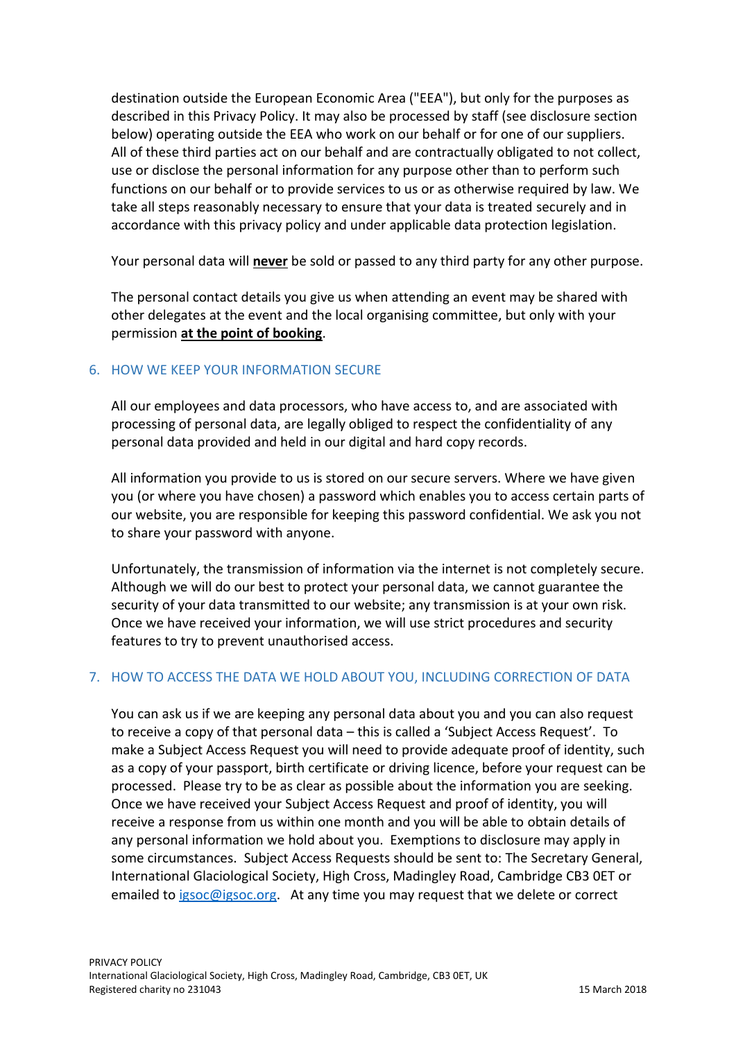destination outside the European Economic Area ("EEA"), but only for the purposes as described in this Privacy Policy. It may also be processed by staff (see disclosure section below) operating outside the EEA who work on our behalf or for one of our suppliers. All of these third parties act on our behalf and are contractually obligated to not collect, use or disclose the personal information for any purpose other than to perform such functions on our behalf or to provide services to us or as otherwise required by law. We take all steps reasonably necessary to ensure that your data is treated securely and in accordance with this privacy policy and under applicable data protection legislation.

Your personal data will **never** be sold or passed to any third party for any other purpose.

The personal contact details you give us when attending an event may be shared with other delegates at the event and the local organising committee, but only with your permission **at the point of booking**.

## 6. HOW WE KEEP YOUR INFORMATION SECURE

All our employees and data processors, who have access to, and are associated with processing of personal data, are legally obliged to respect the confidentiality of any personal data provided and held in our digital and hard copy records.

All information you provide to us is stored on our secure servers. Where we have given you (or where you have chosen) a password which enables you to access certain parts of our website, you are responsible for keeping this password confidential. We ask you not to share your password with anyone.

Unfortunately, the transmission of information via the internet is not completely secure. Although we will do our best to protect your personal data, we cannot guarantee the security of your data transmitted to our website; any transmission is at your own risk. Once we have received your information, we will use strict procedures and security features to try to prevent unauthorised access.

## 7. HOW TO ACCESS THE DATA WE HOLD ABOUT YOU, INCLUDING CORRECTION OF DATA

You can ask us if we are keeping any personal data about you and you can also request to receive a copy of that personal data – this is called a 'Subject Access Request'. To make a Subject Access Request you will need to provide adequate proof of identity, such as a copy of your passport, birth certificate or driving licence, before your request can be processed. Please try to be as clear as possible about the information you are seeking. Once we have received your Subject Access Request and proof of identity, you will receive a response from us within one month and you will be able to obtain details of any personal information we hold about you. Exemptions to disclosure may apply in some circumstances. Subject Access Requests should be sent to: The Secretary General, International Glaciological Society, High Cross, Madingley Road, Cambridge CB3 0ET or emailed to igsoc@igsoc.org. At any time you may request that we delete or correct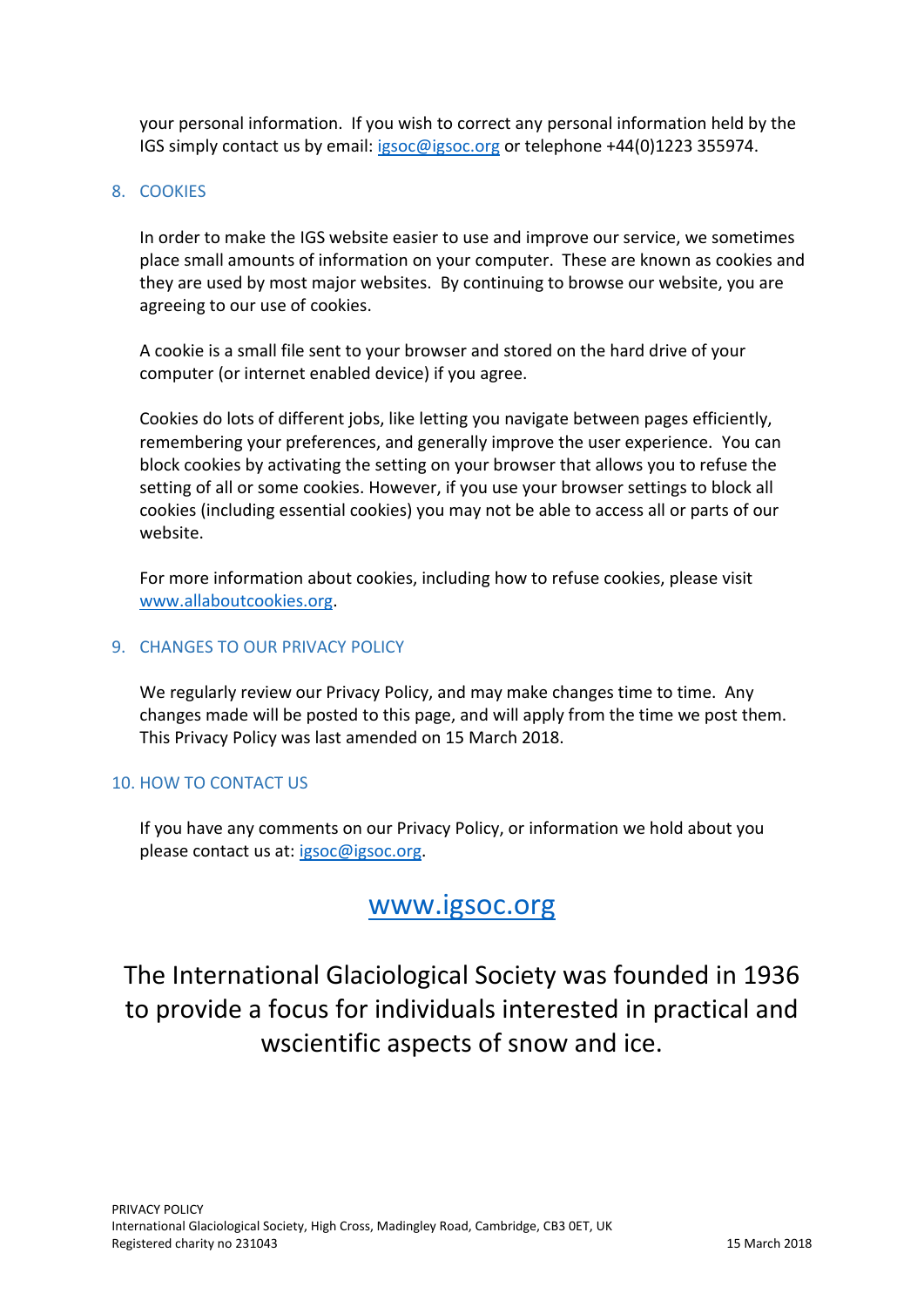your personal information. If you wish to correct any personal information held by the IGS simply contact us by email: igsoc@igsoc.org or telephone +44(0)1223 355974.

## 8. COOKIES

In order to make the IGS website easier to use and improve our service, we sometimes place small amounts of information on your computer. These are known as cookies and they are used by most major websites. By continuing to browse our website, you are agreeing to our use of cookies.

A cookie is a small file sent to your browser and stored on the hard drive of your computer (or internet enabled device) if you agree.

Cookies do lots of different jobs, like letting you navigate between pages efficiently, remembering your preferences, and generally improve the user experience. You can block cookies by activating the setting on your browser that allows you to refuse the setting of all or some cookies. However, if you use your browser settings to block all cookies (including essential cookies) you may not be able to access all or parts of our website.

For more information about cookies, including how to refuse cookies, please visit www.allaboutcookies.org.

## 9. CHANGES TO OUR PRIVACY POLICY

We regularly review our Privacy Policy, and may make changes time to time. Any changes made will be posted to this page, and will apply from the time we post them. This Privacy Policy was last amended on 15 March 2018.

## 10. HOW TO CONTACT US

If you have any comments on our Privacy Policy, or information we hold about you please contact us at: igsoc@igsoc.org.

www.igsoc.org

The International Glaciological Society was founded in 1936 to provide a focus for individuals interested in practical and wscientific aspects of snow and ice.

PRIVACY POLICY
International Glaciological Society, High Cross, Madingley Road, Cambridge, CB3 0ET, UK
Registered charity no 231043 15 March 2018